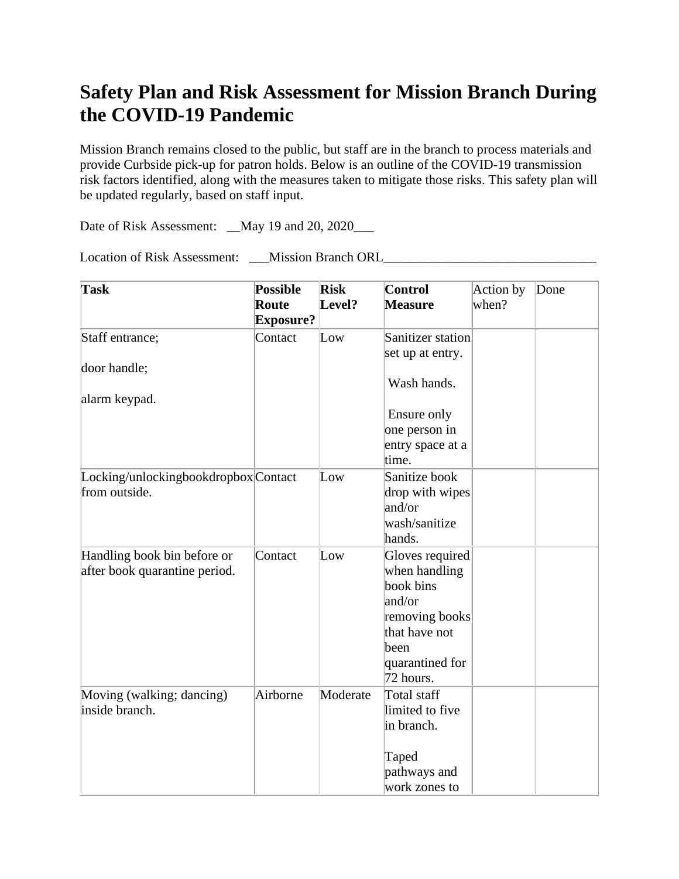# Safety Plan and Risk Assessment for Mission Branch During the COVID-19 Pandemic

Mission Branch remains closed to the public, but staff are in the branch to process materials and provide Curbside pick-up for patron holds. Below is an outline of the COVID-19 transmission risk factors identified, along with the measures taken to mitigate those risks. This safety plan will be updated regularly, based on staff input.

Date of Risk Assessment: __May 19 and 20, 2020___

Location of Risk Assessment: ___Mission Branch ORL________________________________

| **Task** | **Possible Route Exposure?** | **Risk Level?** | **Control Measure** | Action by when? | Done |
|---|---|---|---|---|---|
| Staff entrance;<br><br>door handle;<br><br>alarm keypad. | Contact | Low | Sanitizer station set up at entry.<br><br>Wash hands.<br><br>Ensure only one person in entry space at a time. | | |
| Locking/unlockingbookdropbox from outside. | Contact | Low | Sanitize book drop with wipes and/or wash/sanitize hands. | | |
| Handling book bin before or after book quarantine period. | Contact | Low | Gloves required when handling book bins and/or removing books that have not been quarantined for 72 hours. | | |
| Moving (walking; dancing) inside branch. | Airborne | Moderate | Total staff limited to five in branch.<br><br>Taped pathways and work zones to | | |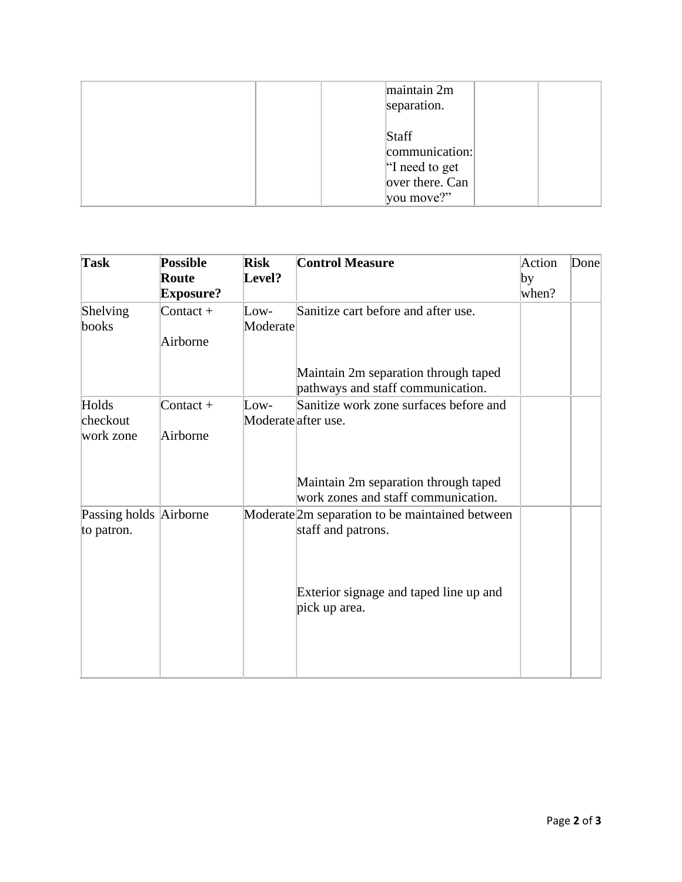| | | | | | |
|---|---|---|---|---|---|
| | | | maintain 2m separation.<br><br>Staff communication: "I need to get over there. Can you move?" | | |

| Task | Possible Route Exposure? | Risk Level? | Control Measure | Action by when? | Done |
|---|---|---|---|---|---|
| Shelving books | Contact +<br><br>Airborne | Low-Moderate | Sanitize cart before and after use.<br><br>Maintain 2m separation through taped pathways and staff communication. | | |
| Holds checkout work zone | Contact +<br><br>Airborne | Low-Moderate | Sanitize work zone surfaces before and after use.<br><br>Maintain 2m separation through taped work zones and staff communication. | | |
| Passing holds to patron. | Airborne | Moderate | 2m separation to be maintained between staff and patrons.<br><br>Exterior signage and taped line up and pick up area. | | |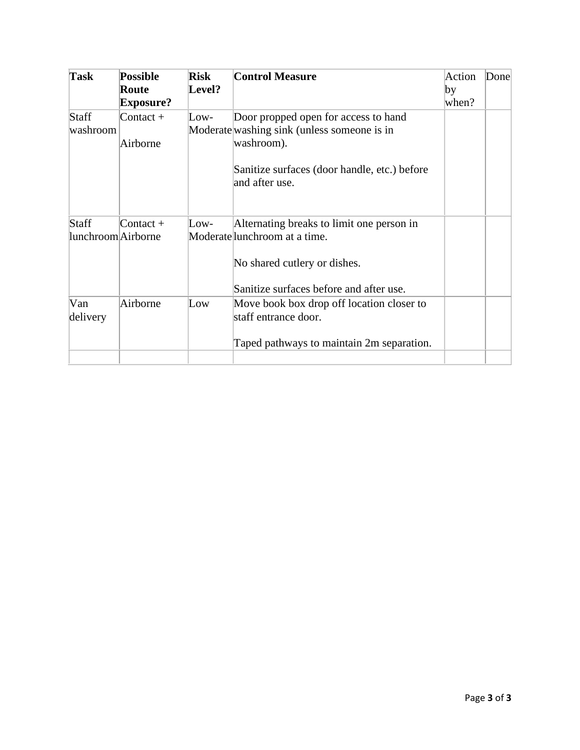| **Task** | **Possible Route Exposure?** | **Risk Level?** | **Control Measure** | Action by when? | Done |
|---|---|---|---|---|---|
| Staff washroom | Contact + Airborne | Low-Moderate | Door propped open for access to hand washing sink (unless someone is in washroom).<br><br>Sanitize surfaces (door handle, etc.) before and after use. | | |
| Staff lunchroom | Contact + Airborne | Low-Moderate | Alternating breaks to limit one person in lunchroom at a time.<br><br>No shared cutlery or dishes.<br><br>Sanitize surfaces before and after use. | | |
| Van delivery | Airborne | Low | Move book box drop off location closer to staff entrance door.<br><br>Taped pathways to maintain 2m separation. | | |
| | | | | | |